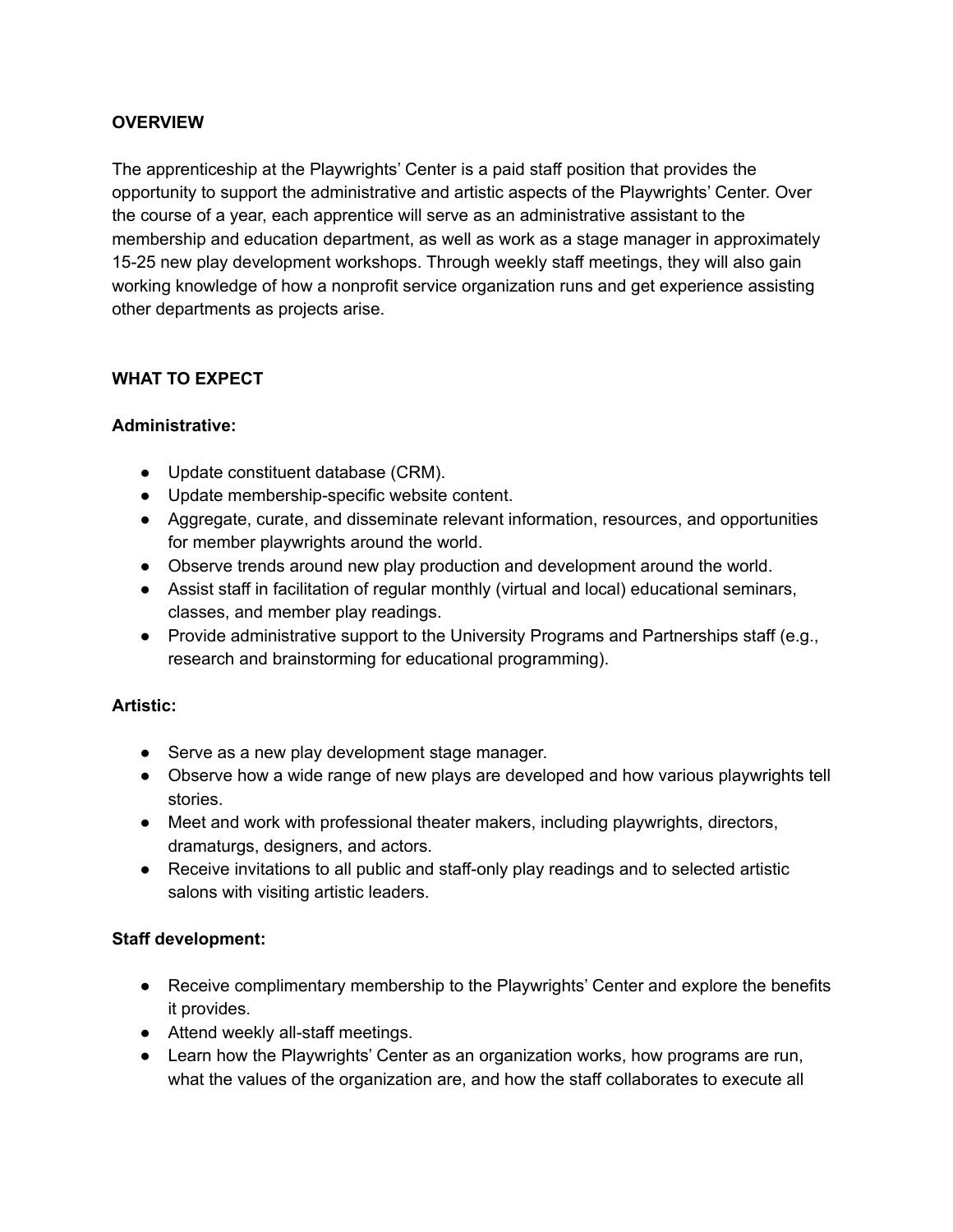**OVERVIEW**

The apprenticeship at the Playwrights' Center is a paid staff position that provides the opportunity to support the administrative and artistic aspects of the Playwrights' Center. Over the course of a year, each apprentice will serve as an administrative assistant to the membership and education department, as well as work as a stage manager in approximately 15-25 new play development workshops. Through weekly staff meetings, they will also gain working knowledge of how a nonprofit service organization runs and get experience assisting other departments as projects arise.

**WHAT TO EXPECT**

**Administrative:**

- Update constituent database (CRM).
- Update membership-specific website content.
- Aggregate, curate, and disseminate relevant information, resources, and opportunities for member playwrights around the world.
- Observe trends around new play production and development around the world.
- Assist staff in facilitation of regular monthly (virtual and local) educational seminars, classes, and member play readings.
- Provide administrative support to the University Programs and Partnerships staff (e.g., research and brainstorming for educational programming).

**Artistic:**

- Serve as a new play development stage manager.
- Observe how a wide range of new plays are developed and how various playwrights tell stories.
- Meet and work with professional theater makers, including playwrights, directors, dramaturgs, designers, and actors.
- Receive invitations to all public and staff-only play readings and to selected artistic salons with visiting artistic leaders.

**Staff development:**

- Receive complimentary membership to the Playwrights' Center and explore the benefits it provides.
- Attend weekly all-staff meetings.
- Learn how the Playwrights' Center as an organization works, how programs are run, what the values of the organization are, and how the staff collaborates to execute all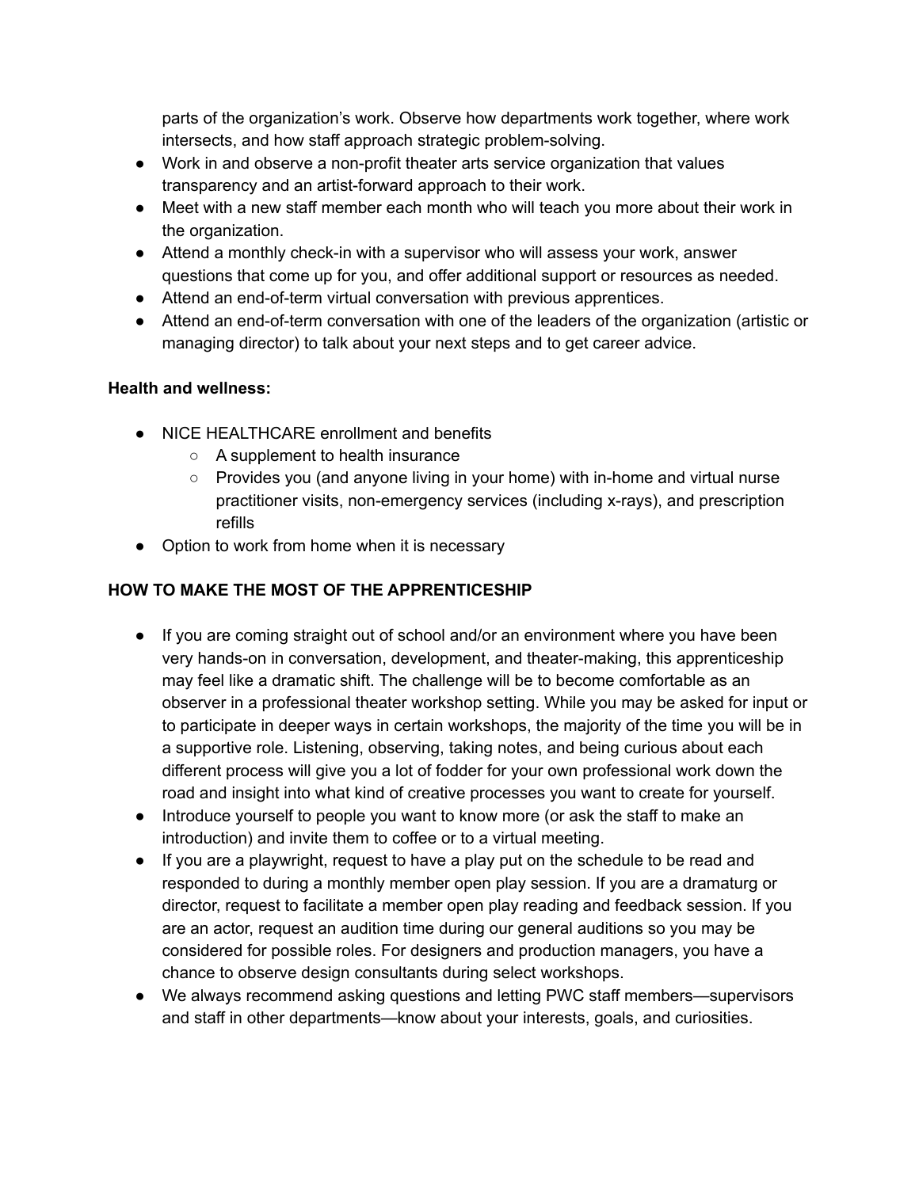parts of the organization's work. Observe how departments work together, where work intersects, and how staff approach strategic problem-solving.

- Work in and observe a non-profit theater arts service organization that values transparency and an artist-forward approach to their work.
- Meet with a new staff member each month who will teach you more about their work in the organization.
- Attend a monthly check-in with a supervisor who will assess your work, answer questions that come up for you, and offer additional support or resources as needed.
- Attend an end-of-term virtual conversation with previous apprentices.
- Attend an end-of-term conversation with one of the leaders of the organization (artistic or managing director) to talk about your next steps and to get career advice.

**Health and wellness:**

- NICE HEALTHCARE enrollment and benefits
    - A supplement to health insurance
    - Provides you (and anyone living in your home) with in-home and virtual nurse practitioner visits, non-emergency services (including x-rays), and prescription refills
- Option to work from home when it is necessary

**HOW TO MAKE THE MOST OF THE APPRENTICESHIP**

- If you are coming straight out of school and/or an environment where you have been very hands-on in conversation, development, and theater-making, this apprenticeship may feel like a dramatic shift. The challenge will be to become comfortable as an observer in a professional theater workshop setting. While you may be asked for input or to participate in deeper ways in certain workshops, the majority of the time you will be in a supportive role. Listening, observing, taking notes, and being curious about each different process will give you a lot of fodder for your own professional work down the road and insight into what kind of creative processes you want to create for yourself.
- Introduce yourself to people you want to know more (or ask the staff to make an introduction) and invite them to coffee or to a virtual meeting.
- If you are a playwright, request to have a play put on the schedule to be read and responded to during a monthly member open play session. If you are a dramaturg or director, request to facilitate a member open play reading and feedback session. If you are an actor, request an audition time during our general auditions so you may be considered for possible roles. For designers and production managers, you have a chance to observe design consultants during select workshops.
- We always recommend asking questions and letting PWC staff members—supervisors and staff in other departments—know about your interests, goals, and curiosities.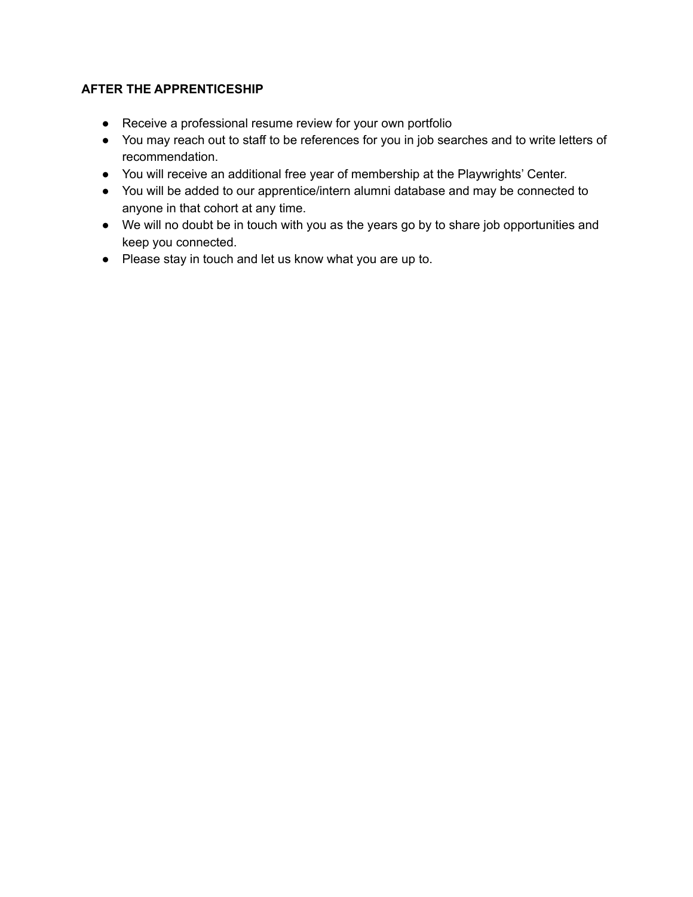**AFTER THE APPRENTICESHIP**

- Receive a professional resume review for your own portfolio
- You may reach out to staff to be references for you in job searches and to write letters of recommendation.
- You will receive an additional free year of membership at the Playwrights' Center.
- You will be added to our apprentice/intern alumni database and may be connected to anyone in that cohort at any time.
- We will no doubt be in touch with you as the years go by to share job opportunities and keep you connected.
- Please stay in touch and let us know what you are up to.